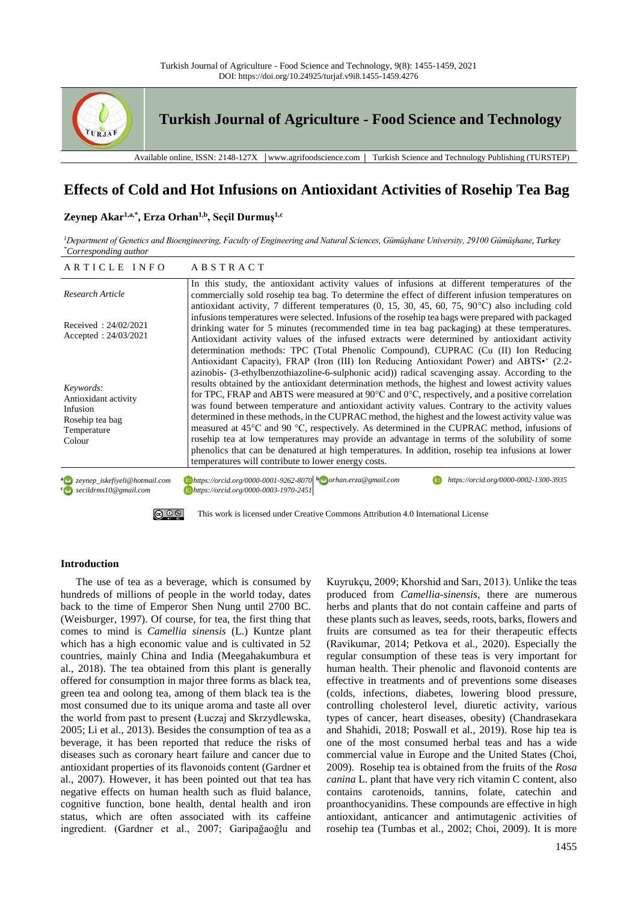# Effects of Cold and Hot Infusions on Antioxidant Activities of Rosehip Tea Bag

**Zeynep Akar[1,a,*], Erza Orhan[1,b], Seçil Durmuş[1,c]**

*[1]Department of Genetics and Bioengineering, Faculty of Engineering and Natural Sciences, Gümüşhane University, 29100 Gümüşhane, Turkey*
*[*]Corresponding author*

## ARTICLE INFO

*Research Article*

Received : 24/02/2021
Accepted : 24/03/2021

*Keywords:*
Antioxidant activity
Infusion
Rosehip tea bag
Temperature
Colour

## ABSTRACT

In this study, the antioxidant activity values of infusions at different temperatures of the commercially sold rosehip tea bag. To determine the effect of different infusion temperatures on antioxidant activity, 7 different temperatures (0, 15, 30, 45, 60, 75, 90°C) also including cold infusions temperatures were selected. Infusions of the rosehip tea bags were prepared with packaged drinking water for 5 minutes (recommended time in tea bag packaging) at these temperatures. Antioxidant activity values of the infused extracts were determined by antioxidant activity determination methods: TPC (Total Phenolic Compound), CUPRAC (Cu (II) Ion Reducing Antioxidant Capacity), FRAP (Iron (III) Ion Reducing Antioxidant Power) and ABTS•+ (2.2-azinobis- (3-ethylbenzothiazoline-6-sulphonic acid)) radical scavenging assay. According to the results obtained by the antioxidant determination methods, the highest and lowest activity values for TPC, FRAP and ABTS were measured at 90°C and 0°C, respectively, and a positive correlation was found between temperature and antioxidant activity values. Contrary to the activity values determined in these methods, in the CUPRAC method, the highest and the lowest activity value was measured at 45°C and 90 °C, respectively. As determined in the CUPRAC method, infusions of rosehip tea at low temperatures may provide an advantage in terms of the solubility of some phenolics that can be denatured at high temperatures. In addition, rosehip tea infusions at lower temperatures will contribute to lower energy costs.

[a] zeynep_iskefiyeli@hotmail.com  https://orcid.org/0000-0001-9262-8070
[b] orhan.erza@gmail.com  https://orcid.org/0000-0002-1300-3935
[c] secildrms10@gmail.com  https://orcid.org/0000-0003-1970-2451

This work is licensed under Creative Commons Attribution 4.0 International License

## Introduction

The use of tea as a beverage, which is consumed by hundreds of millions of people in the world today, dates back to the time of Emperor Shen Nung until 2700 BC. (Weisburger, 1997). Of course, for tea, the first thing that comes to mind is *Camellia sinensis* (L.) Kuntze plant which has a high economic value and is cultivated in 52 countries, mainly China and India (Meegahakumbura et al., 2018). The tea obtained from this plant is generally offered for consumption in major three forms as black tea, green tea and oolong tea, among of them black tea is the most consumed due to its unique aroma and taste all over the world from past to present (Łuczaj and Skrzydlewska, 2005; Li et al., 2013). Besides the consumption of tea as a beverage, it has been reported that reduce the risks of diseases such as coronary heart failure and cancer due to antioxidant properties of its flavonoids content (Gardner et al., 2007). However, it has been pointed out that tea has negative effects on human health such as fluid balance, cognitive function, bone health, dental health and iron status, which are often associated with its caffeine ingredient. (Gardner et al., 2007; Garipağaoğlu and Kuyrukçu, 2009; Khorshid and Sarı, 2013). Unlike the teas produced from *Camellia-sinensis*, there are numerous herbs and plants that do not contain caffeine and parts of these plants such as leaves, seeds, roots, barks, flowers and fruits are consumed as tea for their therapeutic effects (Ravikumar, 2014; Petkova et al., 2020). Especially the regular consumption of these teas is very important for human health. Their phenolic and flavonoid contents are effective in treatments and of preventions some diseases (colds, infections, diabetes, lowering blood pressure, controlling cholesterol level, diuretic activity, various types of cancer, heart diseases, obesity) (Chandrasekara and Shahidi, 2018; Poswall et al., 2019). Rose hip tea is one of the most consumed herbal teas and has a wide commercial value in Europe and the United States (Choi, 2009). Rosehip tea is obtained from the fruits of the *Rosa canina* L. plant that have very rich vitamin C content, also contains carotenoids, tannins, folate, catechin and proanthocyanidins. These compounds are effective in high antioxidant, anticancer and antimutagenic activities of rosehip tea (Tumbas et al., 2002; Choi, 2009). It is more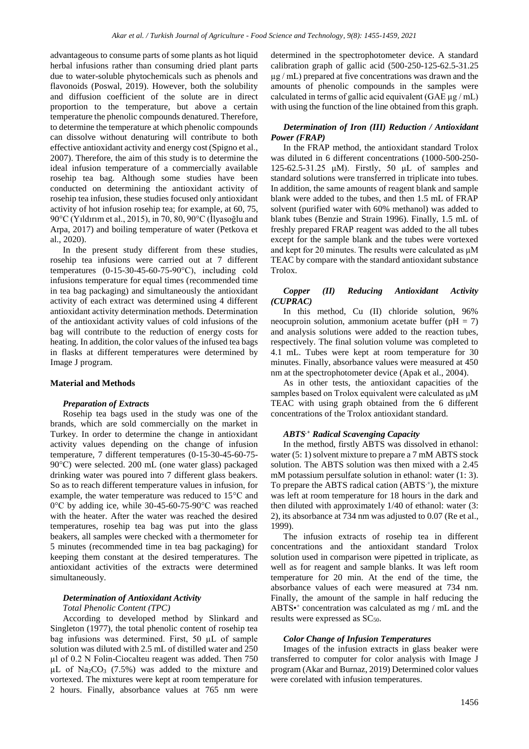advantageous to consume parts of some plants as hot liquid herbal infusions rather than consuming dried plant parts due to water-soluble phytochemicals such as phenols and flavonoids (Poswal, 2019). However, both the solubility and diffusion coefficient of the solute are in direct proportion to the temperature, but above a certain temperature the phenolic compounds denatured. Therefore, to determine the temperature at which phenolic compounds can dissolve without denaturing will contribute to both effective antioxidant activity and energy cost (Spigno et al., 2007). Therefore, the aim of this study is to determine the ideal infusion temperature of a commercially available rosehip tea bag. Although some studies have been conducted on determining the antioxidant activity of rosehip tea infusion, these studies focused only antioxidant activity of hot infusion rosehip tea; for example, at 60, 75, 90°C (Yıldırım et al., 2015), in 70, 80, 90°C (İlyasoğlu and Arpa, 2017) and boiling temperature of water (Petkova et al., 2020).

In the present study different from these studies, rosehip tea infusions were carried out at 7 different temperatures (0-15-30-45-60-75-90°C), including cold infusions temperature for equal times (recommended time in tea bag packaging) and simultaneously the antioxidant activity of each extract was determined using 4 different antioxidant activity determination methods. Determination of the antioxidant activity values of cold infusions of the bag will contribute to the reduction of energy costs for heating. In addition, the color values of the infused tea bags in flasks at different temperatures were determined by Image J program.

## Material and Methods

### *Preparation of Extracts*

Rosehip tea bags used in the study was one of the brands, which are sold commercially on the market in Turkey. In order to determine the change in antioxidant activity values depending on the change of infusion temperature, 7 different temperatures (0-15-30-45-60-75-90°C) were selected. 200 mL (one water glass) packaged drinking water was poured into 7 different glass beakers. So as to reach different temperature values in infusion, for example, the water temperature was reduced to 15°C and 0°C by adding ice, while 30-45-60-75-90°C was reached with the heater. After the water was reached the desired temperatures, rosehip tea bag was put into the glass beakers, all samples were checked with a thermometer for 5 minutes (recommended time in tea bag packaging) for keeping them constant at the desired temperatures. The antioxidant activities of the extracts were determined simultaneously.

### *Determination of Antioxidant Activity*

*Total Phenolic Content (TPC)*

According to developed method by Slinkard and Singleton (1977), the total phenolic content of rosehip tea bag infusions was determined. First, 50 µL of sample solution was diluted with 2.5 mL of distilled water and 250 µl of 0.2 N Folin-Ciocalteu reagent was added. Then 750 µL of $Na_2CO_3$ (7.5%) was added to the mixture and vortexed. The mixtures were kept at room temperature for 2 hours. Finally, absorbance values at 765 nm were determined in the spectrophotometer device. A standard calibration graph of gallic acid (500-250-125-62.5-31.25 µg / mL) prepared at five concentrations was drawn and the amounts of phenolic compounds in the samples were calculated in terms of gallic acid equivalent (GAE µg / mL) with using the function of the line obtained from this graph.

### *Determination of Iron (III) Reduction / Antioxidant Power (FRAP)*

In the FRAP method, the antioxidant standard Trolox was diluted in 6 different concentrations (1000-500-250-125-62.5-31.25 µM). Firstly, 50 µL of samples and standard solutions were transferred in triplicate into tubes. In addition, the same amounts of reagent blank and sample blank were added to the tubes, and then 1.5 mL of FRAP solvent (purified water with 60% methanol) was added to blank tubes (Benzie and Strain 1996). Finally, 1.5 mL of freshly prepared FRAP reagent was added to the all tubes except for the sample blank and the tubes were vortexed and kept for 20 minutes. The results were calculated as µM TEAC by compare with the standard antioxidant substance Trolox.

### *Copper (II) Reducing Antioxidant Activity (CUPRAC)*

In this method, Cu (II) chloride solution, 96% neocuproin solution, ammonium acetate buffer (pH = 7) and analysis solutions were added to the reaction tubes, respectively. The final solution volume was completed to 4.1 mL. Tubes were kept at room temperature for 30 minutes. Finally, absorbance values were measured at 450 nm at the spectrophotometer device (Apak et al., 2004).

As in other tests, the antioxidant capacities of the samples based on Trolox equivalent were calculated as µM TEAC with using graph obtained from the 6 different concentrations of the Trolox antioxidant standard.

### *$ABTS^{\cdot+}$ Radical Scavenging Capacity*

In the method, firstly ABTS was dissolved in ethanol: water (5: 1) solvent mixture to prepare a 7 mM ABTS stock solution. The ABTS solution was then mixed with a 2.45 mM potassium persulfate solution in ethanol: water (1: 3). To prepare the ABTS radical cation ($ABTS^{\cdot+}$), the mixture was left at room temperature for 18 hours in the dark and then diluted with approximately 1/40 of ethanol: water (3: 2), its absorbance at 734 nm was adjusted to 0.07 (Re et al., 1999).

The infusion extracts of rosehip tea in different concentrations and the antioxidant standard Trolox solution used in comparison were pipetted in triplicate, as well as for reagent and sample blanks. It was left room temperature for 20 min. At the end of the time, the absorbance values of each were measured at 734 nm. Finally, the amount of the sample in half reducing the $ABTS^{\bullet+}$ concentration was calculated as mg / mL and the results were expressed as $SC_{50}$.

### *Color Change of Infusion Temperatures*

Images of the infusion extracts in glass beaker were transferred to computer for color analysis with Image J program (Akar and Burnaz, 2019) Determined color values were corelated with infusion temperatures.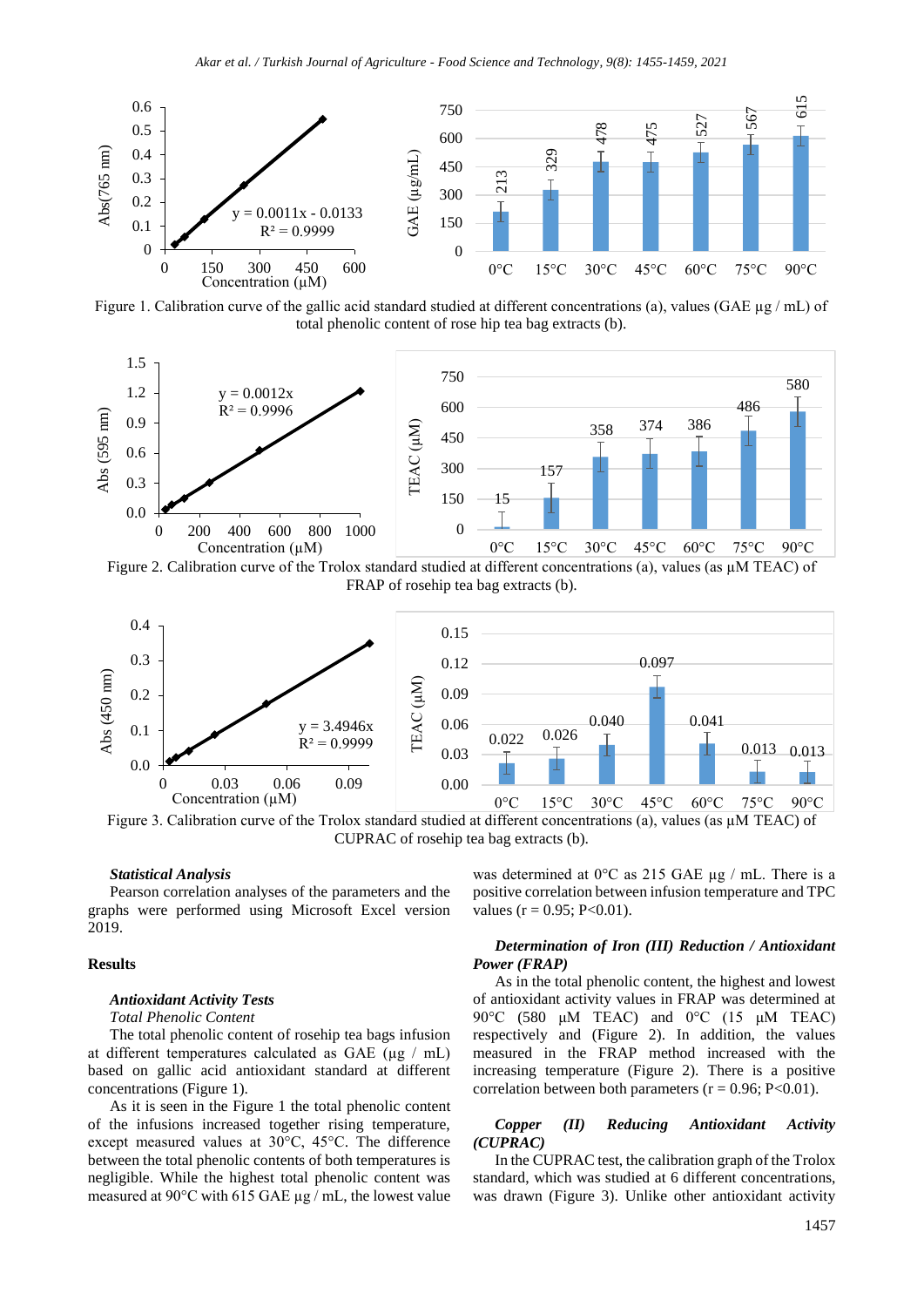Figure 1. Calibration curve of the gallic acid standard studied at different concentrations (a), values (GAE µg / mL) of total phenolic content of rose hip tea bag extracts (b).

Figure 2. Calibration curve of the Trolox standard studied at different concentrations (a), values (as µM TEAC) of FRAP of rosehip tea bag extracts (b).

Figure 3. Calibration curve of the Trolox standard studied at different concentrations (a), values (as µM TEAC) of CUPRAC of rosehip tea bag extracts (b).

***Statistical Analysis***

Pearson correlation analyses of the parameters and the graphs were performed using Microsoft Excel version 2019.

## Results

***Antioxidant Activity Tests***

*Total Phenolic Content*

The total phenolic content of rosehip tea bags infusion at different temperatures calculated as GAE (µg / mL) based on gallic acid antioxidant standard at different concentrations (Figure 1).

As it is seen in the Figure 1 the total phenolic content of the infusions increased together rising temperature, except measured values at 30°C, 45°C. The difference between the total phenolic contents of both temperatures is negligible. While the highest total phenolic content was measured at 90°C with 615 GAE µg / mL, the lowest value was determined at 0°C as 215 GAE µg / mL. There is a positive correlation between infusion temperature and TPC values ($r = 0.95$; $P<0.01$).

***Determination of Iron (III) Reduction / Antioxidant Power (FRAP)***

As in the total phenolic content, the highest and lowest of antioxidant activity values in FRAP was determined at 90°C (580 µM TEAC) and 0°C (15 µM TEAC) respectively and (Figure 2). In addition, the values measured in the FRAP method increased with the increasing temperature (Figure 2). There is a positive correlation between both parameters ($r = 0.96$; $P<0.01$).

***Copper (II) Reducing Antioxidant Activity (CUPRAC)***

In the CUPRAC test, the calibration graph of the Trolox standard, which was studied at 6 different concentrations, was drawn (Figure 3). Unlike other antioxidant activity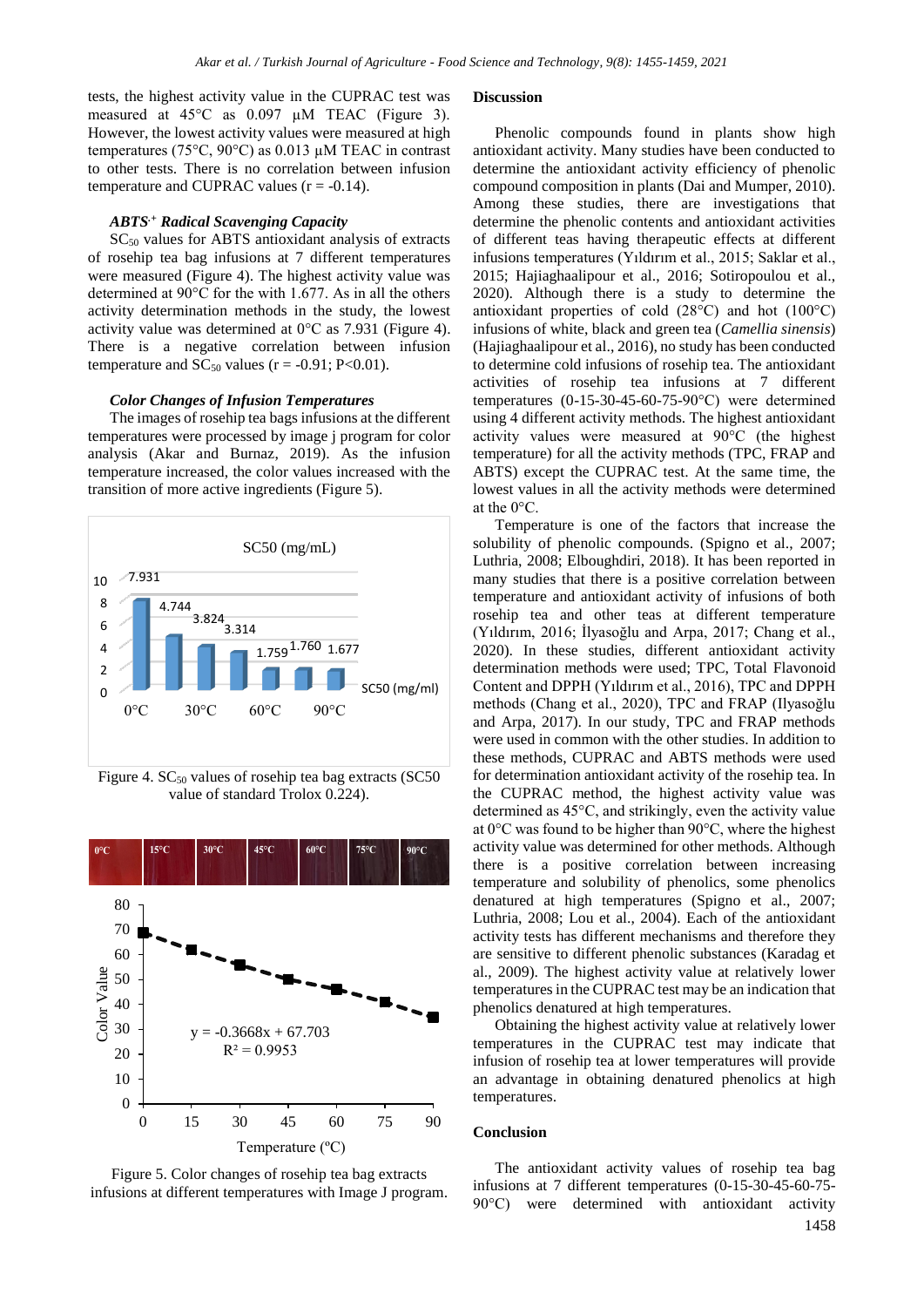tests, the highest activity value in the CUPRAC test was measured at 45°C as 0.097 µM TEAC (Figure 3). However, the lowest activity values were measured at high temperatures (75°C, 90°C) as 0.013 µM TEAC in contrast to other tests. There is no correlation between infusion temperature and CUPRAC values (r = -0.14).

### *ABTS$^{\cdot+}$ Radical Scavenging Capacity*

$SC_{50}$ values for ABTS antioxidant analysis of extracts of rosehip tea bag infusions at 7 different temperatures were measured (Figure 4). The highest activity value was determined at 90°C for the with 1.677. As in all the others activity determination methods in the study, the lowest activity value was determined at 0°C as 7.931 (Figure 4). There is a negative correlation between infusion temperature and $SC_{50}$ values (r = -0.91; P<0.01).

### *Color Changes of Infusion Temperatures*

The images of rosehip tea bags infusions at the different temperatures were processed by image j program for color analysis (Akar and Burnaz, 2019). As the infusion temperature increased, the color values increased with the transition of more active ingredients (Figure 5).

Figure 4. $SC_{50}$ values of rosehip tea bag extracts (SC50 value of standard Trolox 0.224).

Figure 5. Color changes of rosehip tea bag extracts infusions at different temperatures with Image J program.

## Discussion

Phenolic compounds found in plants show high antioxidant activity. Many studies have been conducted to determine the antioxidant activity efficiency of phenolic compound composition in plants (Dai and Mumper, 2010). Among these studies, there are investigations that determine the phenolic contents and antioxidant activities of different teas having therapeutic effects at different infusions temperatures (Yıldırım et al., 2015; Saklar et al., 2015; Hajiaghaalipour et al., 2016; Sotiropoulou et al., 2020). Although there is a study to determine the antioxidant properties of cold (28°C) and hot (100°C) infusions of white, black and green tea (*Camellia sinensis*) (Hajiaghaalipour et al., 2016), no study has been conducted to determine cold infusions of rosehip tea. The antioxidant activities of rosehip tea infusions at 7 different temperatures (0-15-30-45-60-75-90°C) were determined using 4 different activity methods. The highest antioxidant activity values were measured at 90°C (the highest temperature) for all the activity methods (TPC, FRAP and ABTS) except the CUPRAC test. At the same time, the lowest values in all the activity methods were determined at the 0°C.

Temperature is one of the factors that increase the solubility of phenolic compounds. (Spigno et al., 2007; Luthria, 2008; Elboughdiri, 2018). It has been reported in many studies that there is a positive correlation between temperature and antioxidant activity of infusions of both rosehip tea and other teas at different temperature (Yıldırım, 2016; İlyasoğlu and Arpa, 2017; Chang et al., 2020). In these studies, different antioxidant activity determination methods were used; TPC, Total Flavonoid Content and DPPH (Yıldırım et al., 2016), TPC and DPPH methods (Chang et al., 2020), TPC and FRAP (Ilyasoğlu and Arpa, 2017). In our study, TPC and FRAP methods were used in common with the other studies. In addition to these methods, CUPRAC and ABTS methods were used for determination antioxidant activity of the rosehip tea. In the CUPRAC method, the highest activity value was determined as 45°C, and strikingly, even the activity value at 0°C was found to be higher than 90°C, where the highest activity value was determined for other methods. Although there is a positive correlation between increasing temperature and solubility of phenolics, some phenolics denatured at high temperatures (Spigno et al., 2007; Luthria, 2008; Lou et al., 2004). Each of the antioxidant activity tests has different mechanisms and therefore they are sensitive to different phenolic substances (Karadag et al., 2009). The highest activity value at relatively lower temperatures in the CUPRAC test may be an indication that phenolics denatured at high temperatures.

Obtaining the highest activity value at relatively lower temperatures in the CUPRAC test may indicate that infusion of rosehip tea at lower temperatures will provide an advantage in obtaining denatured phenolics at high temperatures.

## Conclusion

The antioxidant activity values of rosehip tea bag infusions at 7 different temperatures (0-15-30-45-60-75-90°C) were determined with antioxidant activity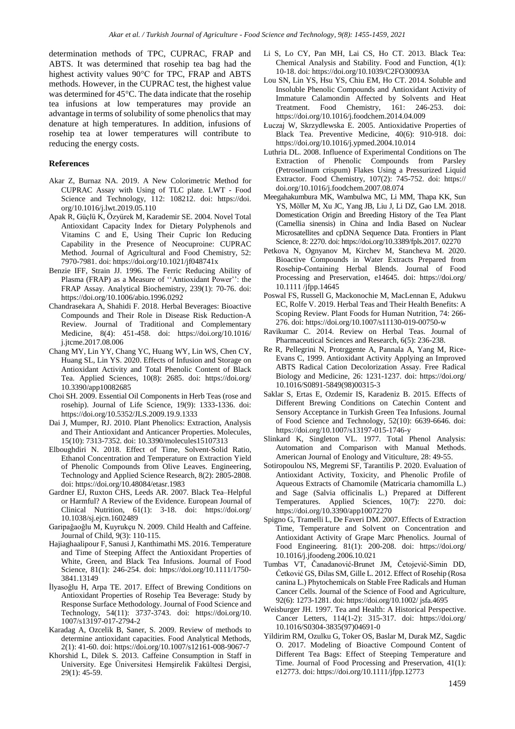determination methods of TPC, CUPRAC, FRAP and ABTS. It was determined that rosehip tea bag had the highest activity values 90°C for TPC, FRAP and ABTS methods. However, in the CUPRAC test, the highest value was determined for 45°C. The data indicate that the rosehip tea infusions at low temperatures may provide an advantage in terms of solubility of some phenolics that may denature at high temperatures. In addition, infusions of rosehip tea at lower temperatures will contribute to reducing the energy costs.

## References

Akar Z, Burnaz NA. 2019. A New Colorimetric Method for CUPRAC Assay with Using of TLC plate. LWT - Food Science and Technology, 112: 108212. doi: https://doi.org/10.1016/j.lwt.2019.05.110

Apak R, Güçlü K, Özyürek M, Karademir SE. 2004. Novel Total Antioxidant Capacity Index for Dietary Polyphenols and Vitamins C and E, Using Their Cupric Ion Reducing Capability in the Presence of Neocuproine: CUPRAC Method. Journal of Agricultural and Food Chemistry, 52: 7970-7981. doi: https://doi.org/10.1021/jf048741x

Benzie IFF, Strain JJ. 1996. The Ferric Reducing Ability of Plasma (FRAP) as a Measure of ''Antioxidant Power'': the FRAP Assay. Analytical Biochemistry, 239(1): 70-76. doi: https://doi.org/10.1006/abio.1996.0292

Chandrasekara A, Shahidi F. 2018. Herbal Beverages: Bioactive Compounds and Their Role in Disease Risk Reduction-A Review. Journal of Traditional and Complementary Medicine, 8(4): 451-458. doi: https://doi.org/10.1016/j.jtcme.2017.08.006

Chang MY, Lin YY, Chang YC, Huang WY, Lin WS, Chen CY, Huang SL, Lin YS. 2020. Effects of Infusion and Storage on Antioxidant Activity and Total Phenolic Content of Black Tea. Applied Sciences, 10(8): 2685. doi: https://doi.org/10.3390/app10082685

Choi SH. 2009. Essential Oil Components in Herb Teas (rose and rosehip). Journal of Life Science, 19(9): 1333-1336. doi: https://doi.org/10.5352/JLS.2009.19.9.1333

Dai J, Mumper, RJ. 2010. Plant Phenolics: Extraction, Analysis and Their Antioxidant and Anticancer Properties. Molecules, 15(10): 7313-7352. doi: 10.3390/molecules15107313

Elboughdiri N. 2018. Effect of Time, Solvent-Solid Ratio, Ethanol Concentration and Temperature on Extraction Yield of Phenolic Compounds from Olive Leaves. Engineering, Technology and Applied Science Research, 8(2): 2805-2808. doi: https://doi.org/10.48084/etasr.1983

Gardner EJ, Ruxton CHS, Leeds AR. 2007. Black Tea–Helpful or Harmful? A Review of the Evidence. European Journal of Clinical Nutrition, 61(1): 3-18. doi: https://doi.org/10.1038/sj.ejcn.1602489

Garipağaoğlu M, Kuyrukçu N. 2009. Child Health and Caffeine. Journal of Child, 9(3): 110-115.

Hajiaghaalipour F, Sanusi J, Kanthimathi MS. 2016. Temperature and Time of Steeping Affect the Antioxidant Properties of White, Green, and Black Tea Infusions. Journal of Food Science, 81(1): 246-254. doi: https://doi.org/10.1111/1750-3841.13149

İlyasoğlu H, Arpa TE. 2017. Effect of Brewing Conditions on Antioxidant Properties of Rosehip Tea Beverage: Study by Response Surface Methodology. Journal of Food Science and Technology, 54(11): 3737-3743. doi: https://doi.org/10.1007/s13197-017-2794-2

Karadag A, Ozcelik B, Saner, S. 2009. Review of methods to determine antioxidant capacities. Food Analytical Methods, 2(1): 41-60. doi: https://doi.org/10.1007/s12161-008-9067-7

Khorshid L, Dilek S. 2013. Caffeine Consumption in Staff in University. Ege Üniversitesi Hemşirelik Fakültesi Dergisi, 29(1): 45-59.

Li S, Lo CY, Pan MH, Lai CS, Ho CT. 2013. Black Tea: Chemical Analysis and Stability. Food and Function, 4(1): 10-18. doi: https://doi.org/10.1039/C2FO30093A

Lou SN, Lin YS, Hsu YS, Chiu EM, Ho CT. 2014. Soluble and Insoluble Phenolic Compounds and Antioxidant Activity of Immature Calamondin Affected by Solvents and Heat Treatment. Food Chemistry, 161: 246-253. doi: https://doi.org/10.1016/j.foodchem.2014.04.009

Łuczaj W, Skrzydlewska E. 2005. Antioxidative Properties of Black Tea. Preventive Medicine, 40(6): 910-918. doi: https://doi.org/10.1016/j.ypmed.2004.10.014

Luthria DL. 2008. Influence of Experimental Conditions on The Extraction of Phenolic Compounds from Parsley (Petroselinum crispum) Flakes Using a Pressurized Liquid Extractor. Food Chemistry, 107(2): 745-752. doi: https://doi.org/10.1016/j.foodchem.2007.08.074

Meegahakumbura MK, Wambulwa MC, Li MM, Thapa KK, Sun YS, Möller M, Xu JC, Yang JB, Liu J, Li DZ, Gao LM. 2018. Domestication Origin and Breeding History of the Tea Plant (Camellia sinensis) in China and India Based on Nuclear Microsatellites and cpDNA Sequence Data. Frontiers in Plant Science, 8: 2270. doi: https://doi.org/10.3389/fpls.2017.02270

Petkova N, Ognyanov M, Kirchev M, Stancheva M. 2020. Bioactive Compounds in Water Extracts Prepared from Rosehip-Containing Herbal Blends. Journal of Food Processing and Preservation, e14645. doi: https://doi.org/10.1111 /jfpp.14645

Poswal FS, Russell G, Mackonochie M, MacLennan E, Adukwu EC, Rolfe V. 2019. Herbal Teas and Their Health Benefits: A Scoping Review. Plant Foods for Human Nutrition, 74: 266-276. doi: https://doi.org/10.1007/s11130-019-00750-w

Ravikumar C. 2014. Review on Herbal Teas. Journal of Pharmaceutical Sciences and Research, 6(5): 236-238.

Re R, Pellegrini N, Protrggente A, Pannala A, Yang M, Rice-Evans C, 1999. Antioxidant Activity Applying an Improved ABTS Radical Cation Decolorization Assay. Free Radical Biology and Medicine, 26: 1231-1237. doi: https://doi.org/10.1016/S0891-5849(98)00315-3

Saklar S, Ertas E, Ozdemir IS, Karadeniz B. 2015. Effects of Different Brewing Conditions on Catechin Content and Sensory Acceptance in Turkish Green Tea Infusions. Journal of Food Science and Technology, 52(10): 6639-6646. doi: https://doi.org/10.1007/s13197-015-1746-y

Slinkard K, Singleton VL. 1977. Total Phenol Analysis: Automation and Comparison with Manual Methods. American Journal of Enology and Viticulture, 28: 49-55.

Sotiropoulou NS, Megremi SF, Tarantilis P. 2020. Evaluation of Antioxidant Activity, Toxicity, and Phenolic Profile of Aqueous Extracts of Chamomile (Matricaria chamomilla L.) and Sage (Salvia officinalis L.) Prepared at Different Temperatures. Applied Sciences, 10(7): 2270. doi: https://doi.org/10.3390/app10072270

Spigno G, Tramelli L, De Faveri DM. 2007. Effects of Extraction Time, Temperature and Solvent on Concentration and Antioxidant Activity of Grape Marc Phenolics. Journal of Food Engineering. 81(1): 200-208. doi: https://doi.org/10.1016/j.jfoodeng.2006.10.021

Tumbas VT, Čanadanović-Brunet JM, Četojević-Simin DD, Ćetković GS, Đilas SM, Gille L. 2012. Effect of Rosehip (Rosa canina L.) Phytochemicals on Stable Free Radicals and Human Cancer Cells. Journal of the Science of Food and Agriculture, 92(6): 1273-1281. doi: https://doi.org/10.1002/ jsfa.4695

Weisburger JH. 1997. Tea and Health: A Historical Perspective. Cancer Letters, 114(1-2): 315-317. doi: https://doi.org/10.1016/S0304-3835(97)04691-0

Yildirim RM, Ozulku G, Toker OS, Baslar M, Durak MZ, Sagdic O. 2017. Modeling of Bioactive Compound Content of Different Tea Bags: Effect of Steeping Temperature and Time. Journal of Food Processing and Preservation, 41(1): e12773. doi: https://doi.org/10.1111/jfpp.12773